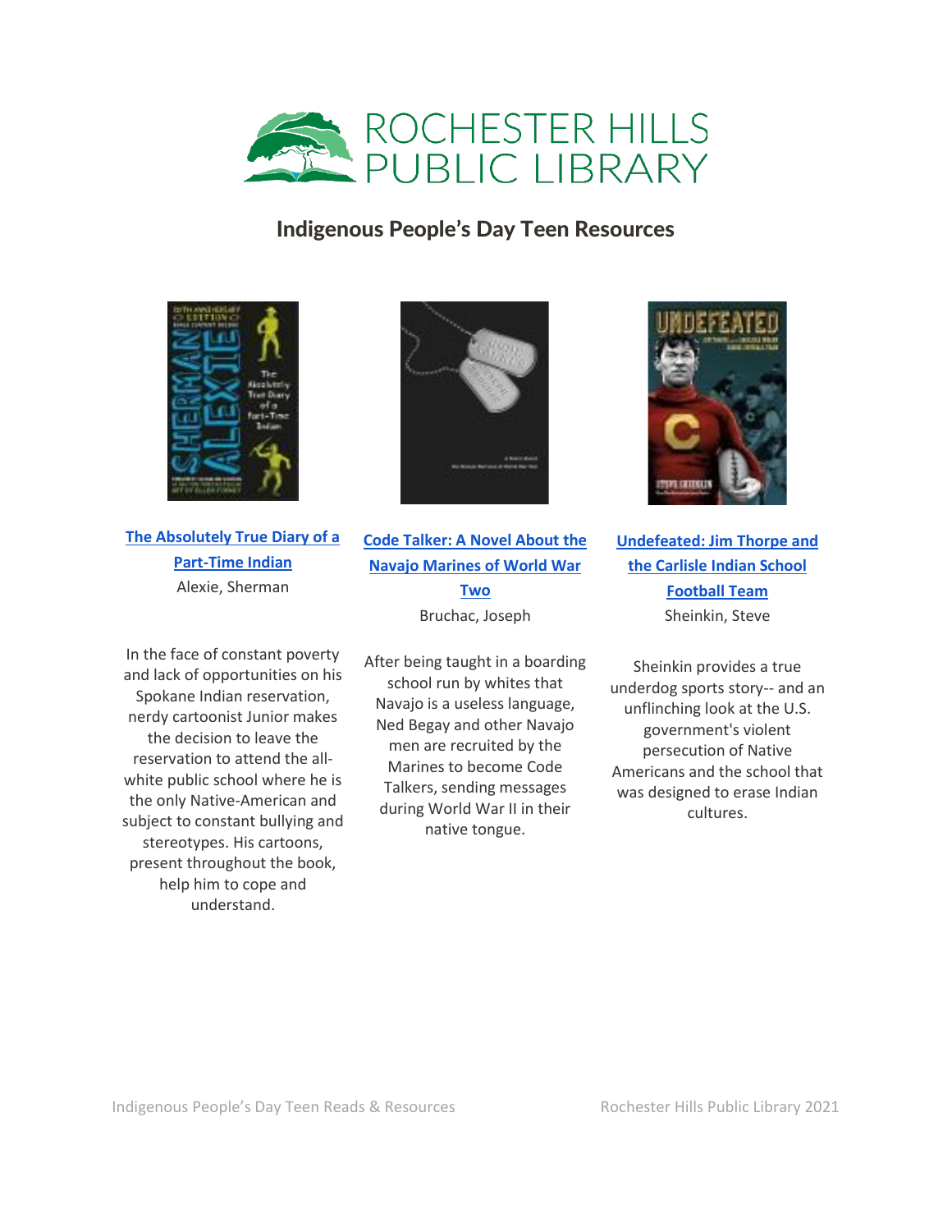# Indigenous People's Day Teen Resources

**[The Absolutely True Diary of a Part-Time Indian]**
Alexie, Sherman

In the face of constant poverty and lack of opportunities on his Spokane Indian reservation, nerdy cartoonist Junior makes the decision to leave the reservation to attend the all-white public school where he is the only Native-American and subject to constant bullying and stereotypes. His cartoons, present throughout the book, help him to cope and understand.

**[Code Talker: A Novel About the Navajo Marines of World War Two]**
Bruchac, Joseph

After being taught in a boarding school run by whites that Navajo is a useless language, Ned Begay and other Navajo men are recruited by the Marines to become Code Talkers, sending messages during World War II in their native tongue.

**[Undefeated: Jim Thorpe and the Carlisle Indian School Football Team]**
Sheinkin, Steve

Sheinkin provides a true underdog sports story-- and an unflinching look at the U.S. government's violent persecution of Native Americans and the school that was designed to erase Indian cultures.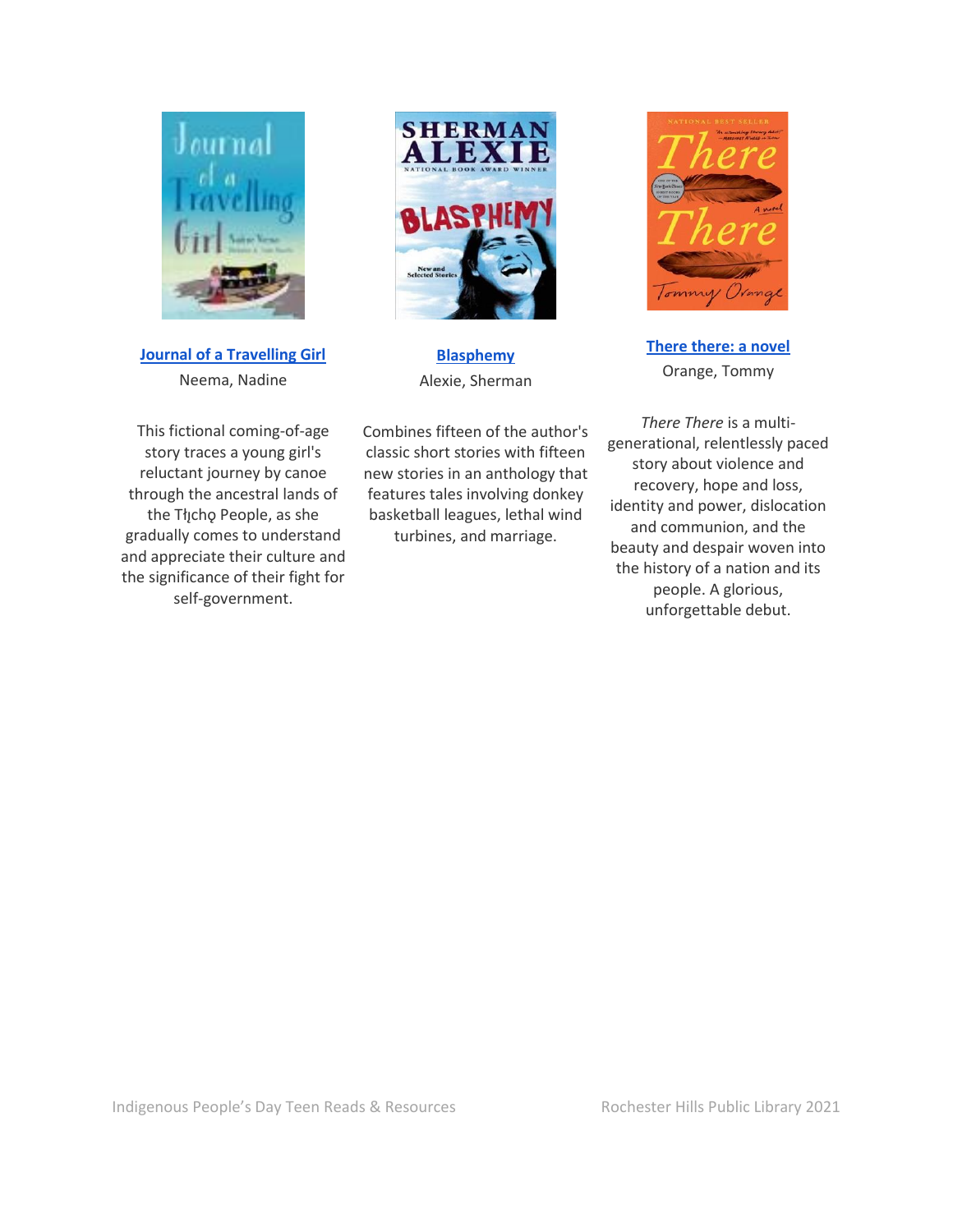**[Journal of a Travelling Girl]()**

Neema, Nadine

This fictional coming-of-age story traces a young girl's reluctant journey by canoe through the ancestral lands of the Tłı̨chǫ People, as she gradually comes to understand and appreciate their culture and the significance of their fight for self-government.

**[Blasphemy]()**

Alexie, Sherman

Combines fifteen of the author's classic short stories with fifteen new stories in an anthology that features tales involving donkey basketball leagues, lethal wind turbines, and marriage.

**[There there: a novel]()**

Orange, Tommy

*There There* is a multi-generational, relentlessly paced story about violence and recovery, hope and loss, identity and power, dislocation and communion, and the beauty and despair woven into the history of a nation and its people. A glorious, unforgettable debut.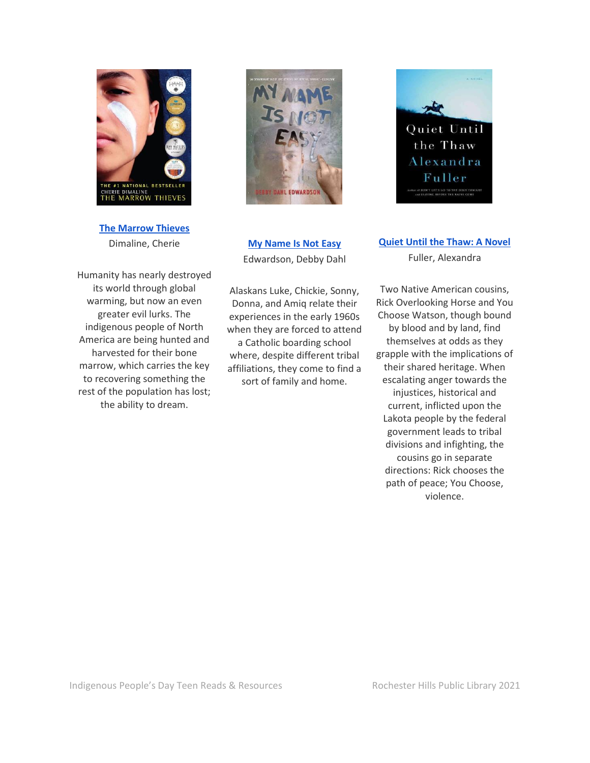**The Marrow Thieves**

Dimaline, Cherie

Humanity has nearly destroyed its world through global warming, but now an even greater evil lurks. The indigenous people of North America are being hunted and harvested for their bone marrow, which carries the key to recovering something the rest of the population has lost; the ability to dream.

**My Name Is Not Easy**

Edwardson, Debby Dahl

Alaskans Luke, Chickie, Sonny, Donna, and Amiq relate their experiences in the early 1960s when they are forced to attend a Catholic boarding school where, despite different tribal affiliations, they come to find a sort of family and home.

**Quiet Until the Thaw: A Novel**

Fuller, Alexandra

Two Native American cousins, Rick Overlooking Horse and You Choose Watson, though bound by blood and by land, find themselves at odds as they grapple with the implications of their shared heritage. When escalating anger towards the injustices, historical and current, inflicted upon the Lakota people by the federal government leads to tribal divisions and infighting, the cousins go in separate directions: Rick chooses the path of peace; You Choose, violence.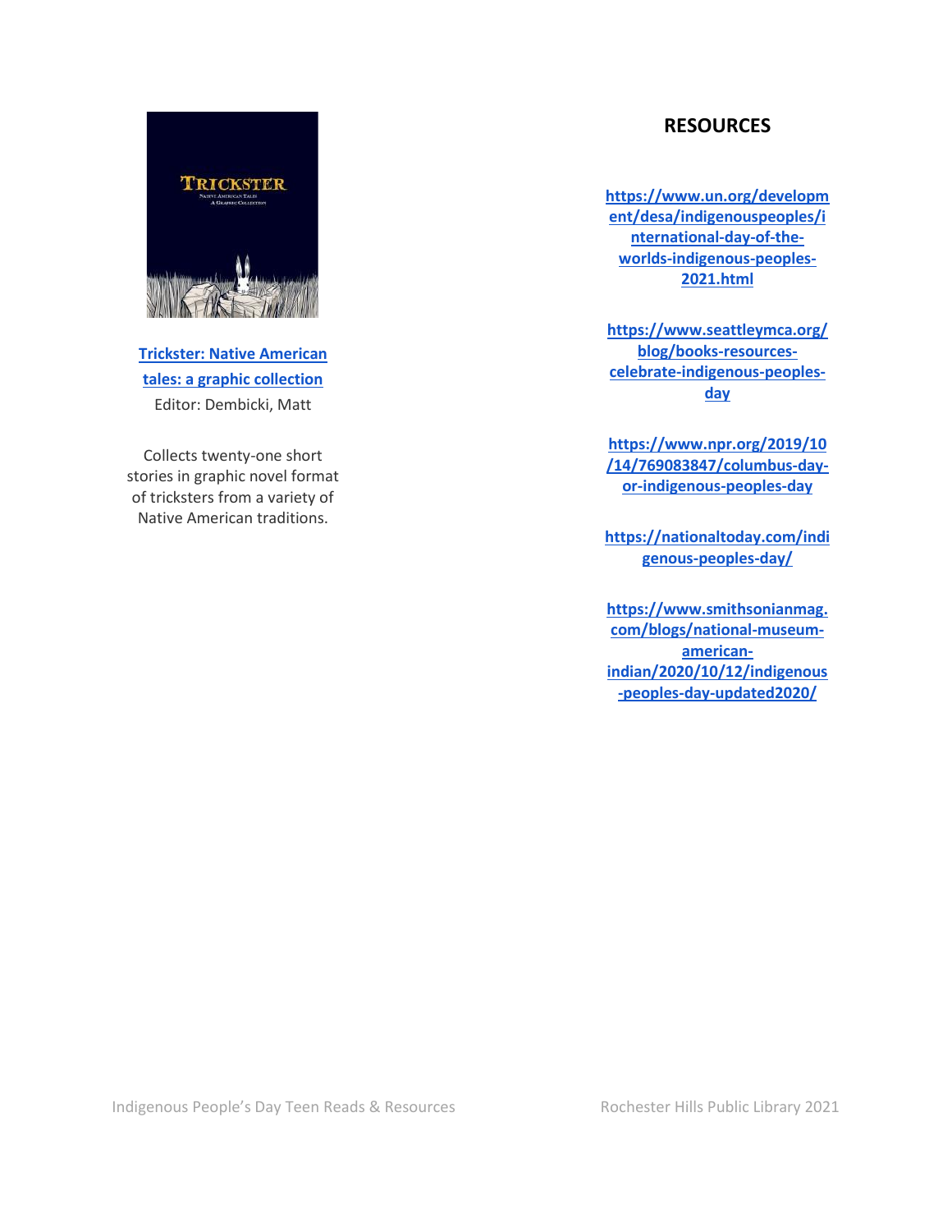**Trickster: Native American tales: a graphic collection**

Editor: Dembicki, Matt

Collects twenty-one short stories in graphic novel format of tricksters from a variety of Native American traditions.

## RESOURCES

**https://www.un.org/development/desa/indigenouspeoples/international-day-of-the-worlds-indigenous-peoples-2021.html**

**https://www.seattleymca.org/blog/books-resources-celebrate-indigenous-peoples-day**

**https://www.npr.org/2019/10/14/769083847/columbus-day-or-indigenous-peoples-day**

**https://nationaltoday.com/indigenous-peoples-day/**

**https://www.smithsonianmag.com/blogs/national-museum-american-indian/2020/10/12/indigenous-peoples-day-updated2020/**